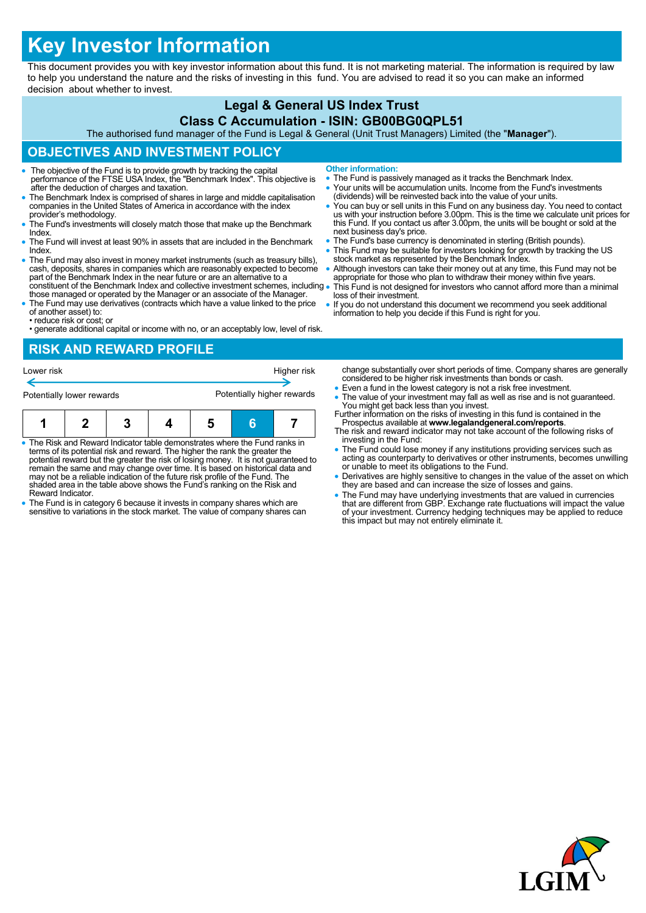# Key Investor Information

This document provides you with key investor information about this fund. It is not marketing material. The information is required by law to help you understand the nature and the risks of investing in this fund. You are advised to read it so you can make an informed decision about whether to invest.

## Legal & General US Index Trust

## Class C Accumulation - ISIN: GB00BG0QPL51

The authorised fund manager of the Fund is Legal & General (Unit Trust Managers) Limited (the "**Manager**").

## OBJECTIVES AND INVESTMENT POLICY

- The objective of the Fund is to provide growth by tracking the capital performance of the FTSE USA Index, the "Benchmark Index". This objective is after the deduction of charges and taxation.
- The Benchmark Index is comprised of shares in large and middle capitalisation companies in the United States of America in accordance with the index provider's methodology.
- The Fund's investments will closely match those that make up the Benchmark Index.
- The Fund will invest at least 90% in assets that are included in the Benchmark Index.
- The Fund may also invest in money market instruments (such as treasury bills), cash, deposits, shares in companies which are reasonably expected to become part of the Benchmark Index in the near future or are an alternative to a constituent of the Benchmark Index and collective investment schemes, including those managed or operated by the Manager or an associate of the Manager.
- The Fund may use derivatives (contracts which have a value linked to the price of another asset) to:
  - reduce risk or cost; or
  - generate additional capital or income with no, or an acceptably low, level of risk.

**Other information:**

- The Fund is passively managed as it tracks the Benchmark Index.
- Your units will be accumulation units. Income from the Fund's investments (dividends) will be reinvested back into the value of your units.
- You can buy or sell units in this Fund on any business day. You need to contact us with your instruction before 3.00pm. This is the time we calculate unit prices for this Fund. If you contact us after 3.00pm, the units will be bought or sold at the next business day's price.
- The Fund's base currency is denominated in sterling (British pounds).
- This Fund may be suitable for investors looking for growth by tracking the US stock market as represented by the Benchmark Index.
- Although investors can take their money out at any time, this Fund may not be appropriate for those who plan to withdraw their money within five years.
- This Fund is not designed for investors who cannot afford more than a minimal loss of their investment.
- If you do not understand this document we recommend you seek additional information to help you decide if this Fund is right for you.

## RISK AND REWARD PROFILE

Lower risk ← → Higher risk

Potentially lower rewards ← → Potentially higher rewards

| 1 | 2 | 3 | 4 | 5 | **6** | 7 |
|---|---|---|---|---|---|---|

- The Risk and Reward Indicator table demonstrates where the Fund ranks in terms of its potential risk and reward. The higher the rank the greater the potential reward but the greater the risk of losing money. It is not guaranteed to remain the same and may change over time. It is based on historical data and may not be a reliable indication of the future risk profile of the Fund. The shaded area in the table above shows the Fund's ranking on the Risk and Reward Indicator.
- The Fund is in category 6 because it invests in company shares which are sensitive to variations in the stock market. The value of company shares can change substantially over short periods of time. Company shares are generally considered to be higher risk investments than bonds or cash.
- Even a fund in the lowest category is not a risk free investment.
- The value of your investment may fall as well as rise and is not guaranteed. You might get back less than you invest.

Further information on the risks of investing in this fund is contained in the Prospectus available at **www.legalandgeneral.com/reports**.

The risk and reward indicator may not take account of the following risks of investing in the Fund:

- The Fund could lose money if any institutions providing services such as acting as counterparty to derivatives or other instruments, becomes unwilling or unable to meet its obligations to the Fund.
- Derivatives are highly sensitive to changes in the value of the asset on which they are based and can increase the size of losses and gains.
- The Fund may have underlying investments that are valued in currencies that are different from GBP. Exchange rate fluctuations will impact the value of your investment. Currency hedging techniques may be applied to reduce this impact but may not entirely eliminate it.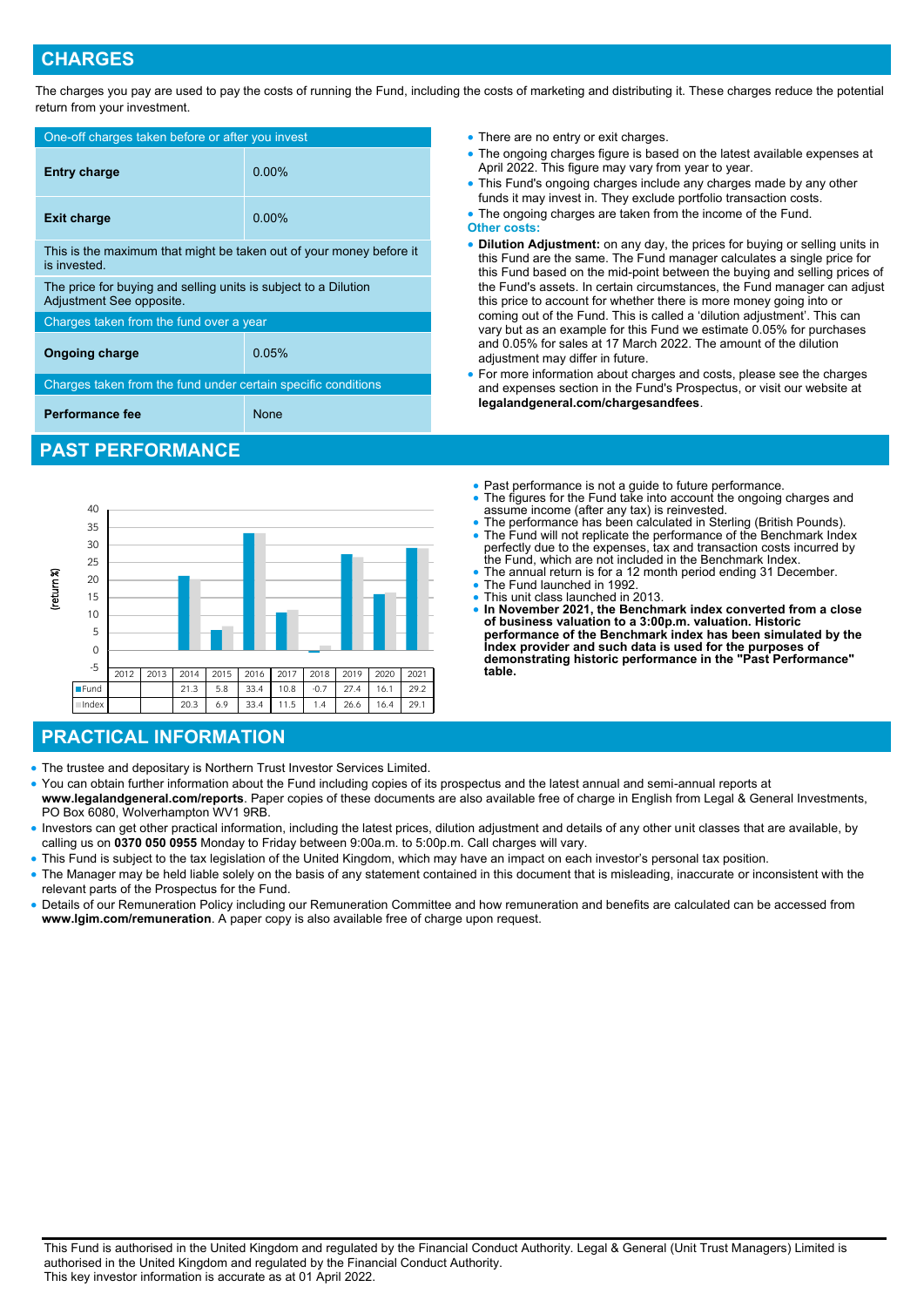## CHARGES

The charges you pay are used to pay the costs of running the Fund, including the costs of marketing and distributing it. These charges reduce the potential return from your investment.

| One-off charges taken before or after you invest | |
|---|---|
| **Entry charge** | 0.00% |
| **Exit charge** | 0.00% |
| This is the maximum that might be taken out of your money before it is invested. | |
| The price for buying and selling units is subject to a Dilution Adjustment See opposite. | |
| Charges taken from the fund over a year | |
| **Ongoing charge** | 0.05% |
| Charges taken from the fund under certain specific conditions | |
| **Performance fee** | None |

- There are no entry or exit charges.
- The ongoing charges figure is based on the latest available expenses at April 2022. This figure may vary from year to year.
- This Fund's ongoing charges include any charges made by any other funds it may invest in. They exclude portfolio transaction costs.
- The ongoing charges are taken from the income of the Fund.

**Other costs:**

- **Dilution Adjustment:** on any day, the prices for buying or selling units in this Fund are the same. The Fund manager calculates a single price for this Fund based on the mid-point between the buying and selling prices of the Fund's assets. In certain circumstances, the Fund manager can adjust this price to account for whether there is more money going into or coming out of the Fund. This is called a 'dilution adjustment'. This can vary but as an example for this Fund we estimate 0.05% for purchases and 0.05% for sales at 17 March 2022. The amount of the dilution adjustment may differ in future.
- For more information about charges and costs, please see the charges and expenses section in the Fund's Prospectus, or visit our website at **legalandgeneral.com/chargesandfees**.

## PAST PERFORMANCE

(return %)

40
35
30
25
20
15
10
5
0
-5

| | 2012 | 2013 | 2014 | 2015 | 2016 | 2017 | 2018 | 2019 | 2020 | 2021 |
|---|---|---|---|---|---|---|---|---|---|---|
| Fund | | | 21.3 | 5.8 | 33.4 | 10.8 | -0.7 | 27.4 | 16.1 | 29.2 |
| Index | | | 20.3 | 6.9 | 33.4 | 11.5 | 1.4 | 26.6 | 16.4 | 29.1 |

- Past performance is not a guide to future performance.
- The figures for the Fund take into account the ongoing charges and assume income (after any tax) is reinvested.
- The performance has been calculated in Sterling (British Pounds).
- The Fund will not replicate the performance of the Benchmark Index perfectly due to the expenses, tax and transaction costs incurred by the Fund, which are not included in the Benchmark Index.
- The annual return is for a 12 month period ending 31 December.
- The Fund launched in 1992.
- This unit class launched in 2013.
- **In November 2021, the Benchmark index converted from a close of business valuation to a 3:00p.m. valuation. Historic performance of the Benchmark index has been simulated by the Index provider and such data is used for the purposes of demonstrating historic performance in the "Past Performance" table.**

## PRACTICAL INFORMATION

- The trustee and depositary is Northern Trust Investor Services Limited.
- You can obtain further information about the Fund including copies of its prospectus and the latest annual and semi-annual reports at **www.legalandgeneral.com/reports**. Paper copies of these documents are also available free of charge in English from Legal & General Investments, PO Box 6080, Wolverhampton WV1 9RB.
- Investors can get other practical information, including the latest prices, dilution adjustment and details of any other unit classes that are available, by calling us on **0370 050 0955** Monday to Friday between 9:00a.m. to 5:00p.m. Call charges will vary.
- This Fund is subject to the tax legislation of the United Kingdom, which may have an impact on each investor's personal tax position.
- The Manager may be held liable solely on the basis of any statement contained in this document that is misleading, inaccurate or inconsistent with the relevant parts of the Prospectus for the Fund.
- Details of our Remuneration Policy including our Remuneration Committee and how remuneration and benefits are calculated can be accessed from **www.lgim.com/remuneration**. A paper copy is also available free of charge upon request.

This Fund is authorised in the United Kingdom and regulated by the Financial Conduct Authority. Legal & General (Unit Trust Managers) Limited is authorised in the United Kingdom and regulated by the Financial Conduct Authority.
This key investor information is accurate as at 01 April 2022.